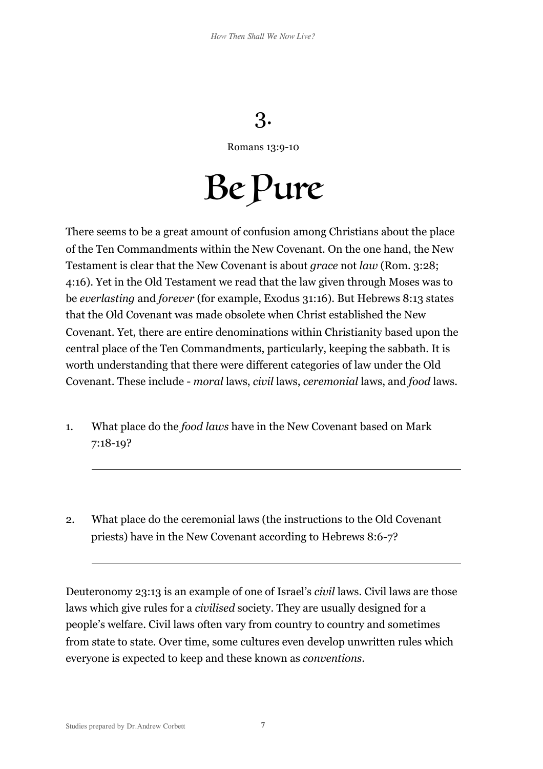# 3.

Romans 13:9-10

# Be Pure

There seems to be a great amount of confusion among Christians about the place of the Ten Commandments within the New Covenant. On the one hand, the New Testament is clear that the New Covenant is about *grace* not *law* (Rom. 3:28; 4:16). Yet in the Old Testament we read that the law given through Moses was to be *everlasting* and *forever* (for example, Exodus 31:16). But Hebrews 8:13 states that the Old Covenant was made obsolete when Christ established the New Covenant. Yet, there are entire denominations within Christianity based upon the central place of the Ten Commandments, particularly, keeping the sabbath. It is worth understanding that there were different categories of law under the Old Covenant. These include - *moral* laws, *civil* laws, *ceremonial* laws, and *food* laws.

1. What place do the *food laws* have in the New Covenant based on Mark 7:18-19?

   ______________________________________________

2. What place do the ceremonial laws (the instructions to the Old Covenant priests) have in the New Covenant according to Hebrews 8:6-7?

   ______________________________________________

Deuteronomy 23:13 is an example of one of Israel's *civil* laws. Civil laws are those laws which give rules for a *civilised* society. They are usually designed for a people's welfare. Civil laws often vary from country to country and sometimes from state to state. Over time, some cultures even develop unwritten rules which everyone is expected to keep and these known as *conventions*.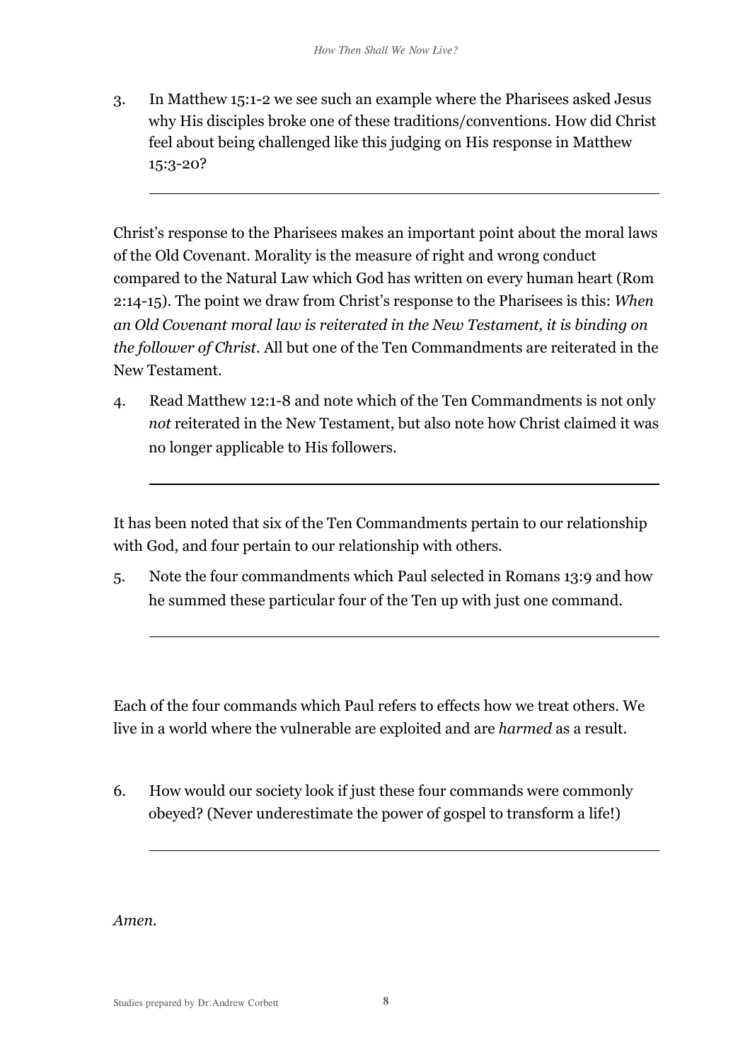3. In Matthew 15:1-2 we see such an example where the Pharisees asked Jesus why His disciples broke one of these traditions/conventions. How did Christ feel about being challenged like this judging on His response in Matthew 15:3-20?

---

Christ's response to the Pharisees makes an important point about the moral laws of the Old Covenant. Morality is the measure of right and wrong conduct compared to the Natural Law which God has written on every human heart (Rom 2:14-15). The point we draw from Christ's response to the Pharisees is this: *When an Old Covenant moral law is reiterated in the New Testament, it is binding on the follower of Christ*. All but one of the Ten Commandments are reiterated in the New Testament.

4. Read Matthew 12:1-8 and note which of the Ten Commandments is not only *not* reiterated in the New Testament, but also note how Christ claimed it was no longer applicable to His followers.

---

It has been noted that six of the Ten Commandments pertain to our relationship with God, and four pertain to our relationship with others.

5. Note the four commandments which Paul selected in Romans 13:9 and how he summed these particular four of the Ten up with just one command.

---

Each of the four commands which Paul refers to effects how we treat others. We live in a world where the vulnerable are exploited and are *harmed* as a result.

6. How would our society look if just these four commands were commonly obeyed? (Never underestimate the power of gospel to transform a life!)

---

*Amen.*